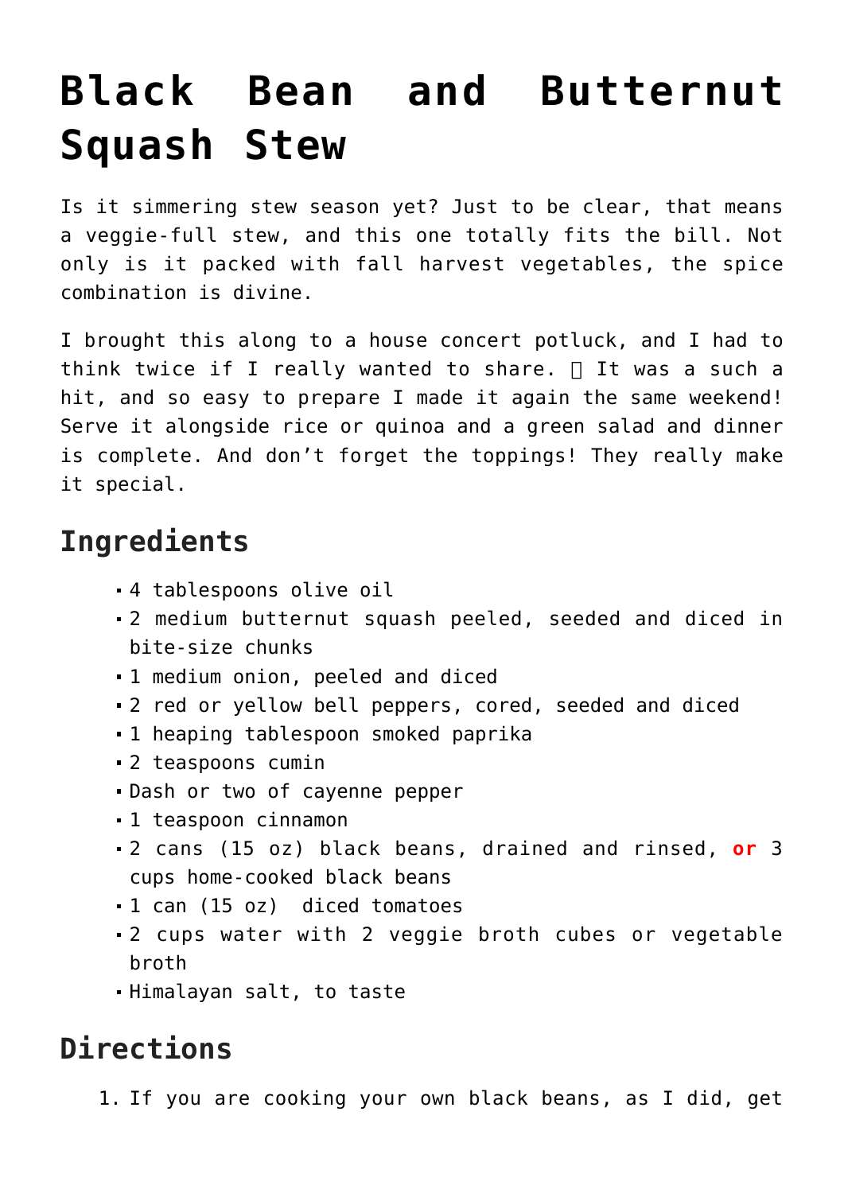# Black Bean and Butternut Squash Stew

Is it simmering stew season yet? Just to be clear, that means a veggie-full stew, and this one totally fits the bill. Not only is it packed with fall harvest vegetables, the spice combination is divine.

I brought this along to a house concert potluck, and I had to think twice if I really wanted to share. □ It was a such a hit, and so easy to prepare I made it again the same weekend! Serve it alongside rice or quinoa and a green salad and dinner is complete. And don't forget the toppings! They really make it special.

## Ingredients

- 4 tablespoons olive oil
- 2 medium butternut squash peeled, seeded and diced in bite-size chunks
- 1 medium onion, peeled and diced
- 2 red or yellow bell peppers, cored, seeded and diced
- 1 heaping tablespoon smoked paprika
- 2 teaspoons cumin
- Dash or two of cayenne pepper
- 1 teaspoon cinnamon
- 2 cans (15 oz) black beans, drained and rinsed, **or** 3 cups home-cooked black beans
- 1 can (15 oz) diced tomatoes
- 2 cups water with 2 veggie broth cubes or vegetable broth
- Himalayan salt, to taste

## Directions

1. If you are cooking your own black beans, as I did, get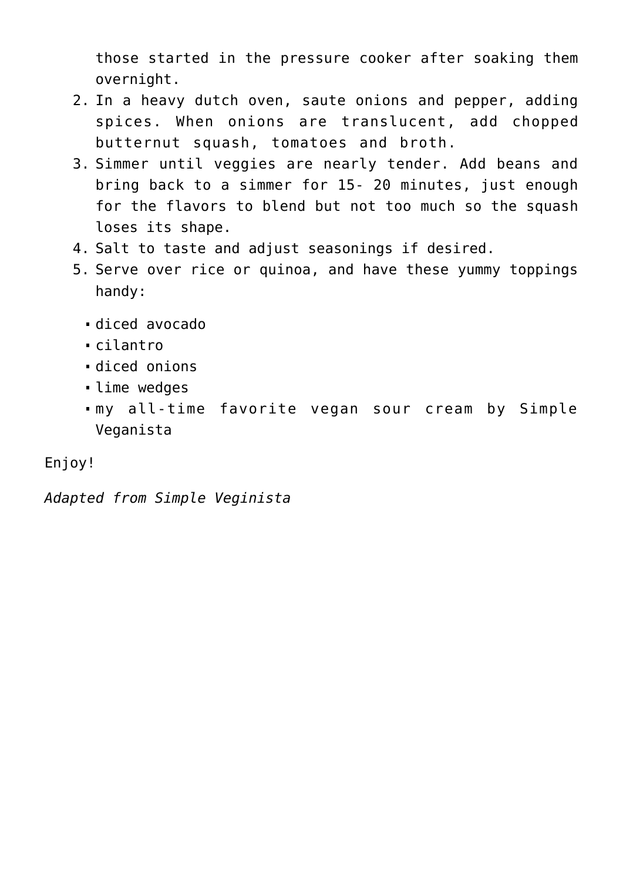those started in the pressure cooker after soaking them overnight.

2. In a heavy dutch oven, saute onions and pepper, adding spices. When onions are translucent, add chopped butternut squash, tomatoes and broth.
3. Simmer until veggies are nearly tender. Add beans and bring back to a simmer for 15- 20 minutes, just enough for the flavors to blend but not too much so the squash loses its shape.
4. Salt to taste and adjust seasonings if desired.
5. Serve over rice or quinoa, and have these yummy toppings handy:
   - diced avocado
   - cilantro
   - diced onions
   - lime wedges
   - my all-time favorite vegan sour cream by Simple Veganista

Enjoy!

*Adapted from Simple Veginista*